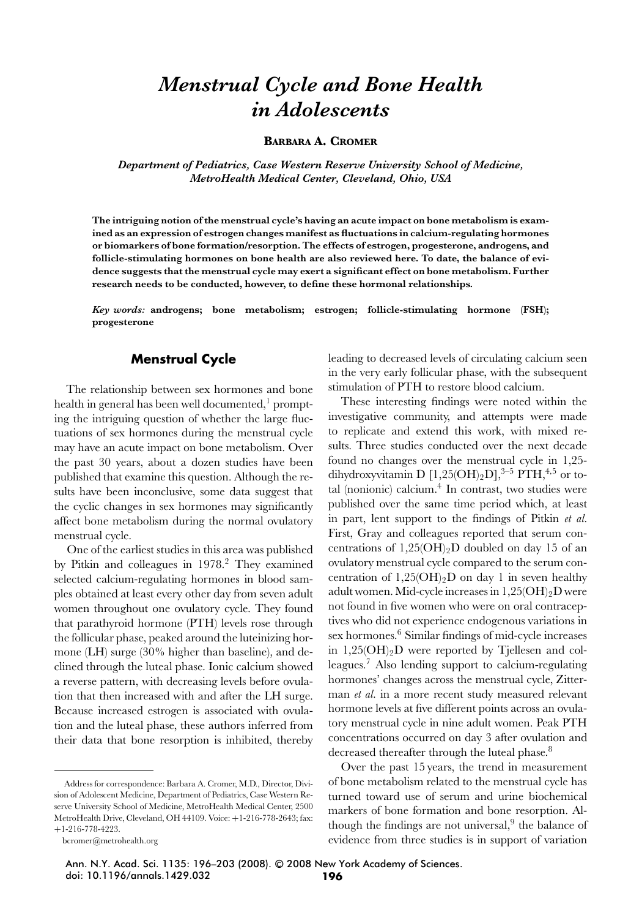# Menstrual Cycle and Bone Health in Adolescents

**BARBARA A. CROMER**

*Department of Pediatrics, Case Western Reserve University School of Medicine, MetroHealth Medical Center, Cleveland, Ohio, USA*

**The intriguing notion of the menstrual cycle's having an acute impact on bone metabolism is examined as an expression of estrogen changes manifest as fluctuations in calcium-regulating hormones or biomarkers of bone formation/resorption. The effects of estrogen, progesterone, androgens, and follicle-stimulating hormones on bone health are also reviewed here. To date, the balance of evidence suggests that the menstrual cycle may exert a significant effect on bone metabolism. Further research needs to be conducted, however, to define these hormonal relationships.**

*Key words:* **androgens; bone metabolism; estrogen; follicle-stimulating hormone (FSH); progesterone**

## Menstrual Cycle

The relationship between sex hormones and bone health in general has been well documented,[1] prompting the intriguing question of whether the large fluctuations of sex hormones during the menstrual cycle may have an acute impact on bone metabolism. Over the past 30 years, about a dozen studies have been published that examine this question. Although the results have been inconclusive, some data suggest that the cyclic changes in sex hormones may significantly affect bone metabolism during the normal ovulatory menstrual cycle.

One of the earliest studies in this area was published by Pitkin and colleagues in 1978.[2] They examined selected calcium-regulating hormones in blood samples obtained at least every other day from seven adult women throughout one ovulatory cycle. They found that parathyroid hormone (PTH) levels rose through the follicular phase, peaked around the luteinizing hormone (LH) surge (30% higher than baseline), and declined through the luteal phase. Ionic calcium showed a reverse pattern, with decreasing levels before ovulation that then increased with and after the LH surge. Because increased estrogen is associated with ovulation and the luteal phase, these authors inferred from their data that bone resorption is inhibited, thereby leading to decreased levels of circulating calcium seen in the very early follicular phase, with the subsequent stimulation of PTH to restore blood calcium.

These interesting findings were noted within the investigative community, and attempts were made to replicate and extend this work, with mixed results. Three studies conducted over the next decade found no changes over the menstrual cycle in 1,25-dihydroxyvitamin D [$1,25(OH)_2D$],[3–5] PTH,[4,5] or total (nonionic) calcium.[4] In contrast, two studies were published over the same time period which, at least in part, lent support to the findings of Pitkin *et al.* First, Gray and colleagues reported that serum concentrations of $1,25(OH)_2D$ doubled on day 15 of an ovulatory menstrual cycle compared to the serum concentration of $1,25(OH)_2D$ on day 1 in seven healthy adult women. Mid-cycle increases in $1,25(OH)_2D$ were not found in five women who were on oral contraceptives who did not experience endogenous variations in sex hormones.[6] Similar findings of mid-cycle increases in $1,25(OH)_2D$ were reported by Tjellesen and colleagues.[7] Also lending support to calcium-regulating hormones' changes across the menstrual cycle, Zitterman *et al.* in a more recent study measured relevant hormone levels at five different points across an ovulatory menstrual cycle in nine adult women. Peak PTH concentrations occurred on day 3 after ovulation and decreased thereafter through the luteal phase.[8]

Over the past 15 years, the trend in measurement of bone metabolism related to the menstrual cycle has turned toward use of serum and urine biochemical markers of bone formation and bone resorption. Although the findings are not universal,[9] the balance of evidence from three studies is in support of variation

Address for correspondence: Barbara A. Cromer, M.D., Director, Division of Adolescent Medicine, Department of Pediatrics, Case Western Reserve University School of Medicine, MetroHealth Medical Center, 2500 MetroHealth Drive, Cleveland, OH 44109. Voice: +1-216-778-2643; fax: +1-216-778-4223.

bcromer@metrohealth.org

Ann. N.Y. Acad. Sci. 1135: 196–203 (2008). © 2008 New York Academy of Sciences.
doi: 10.1196/annals.1429.032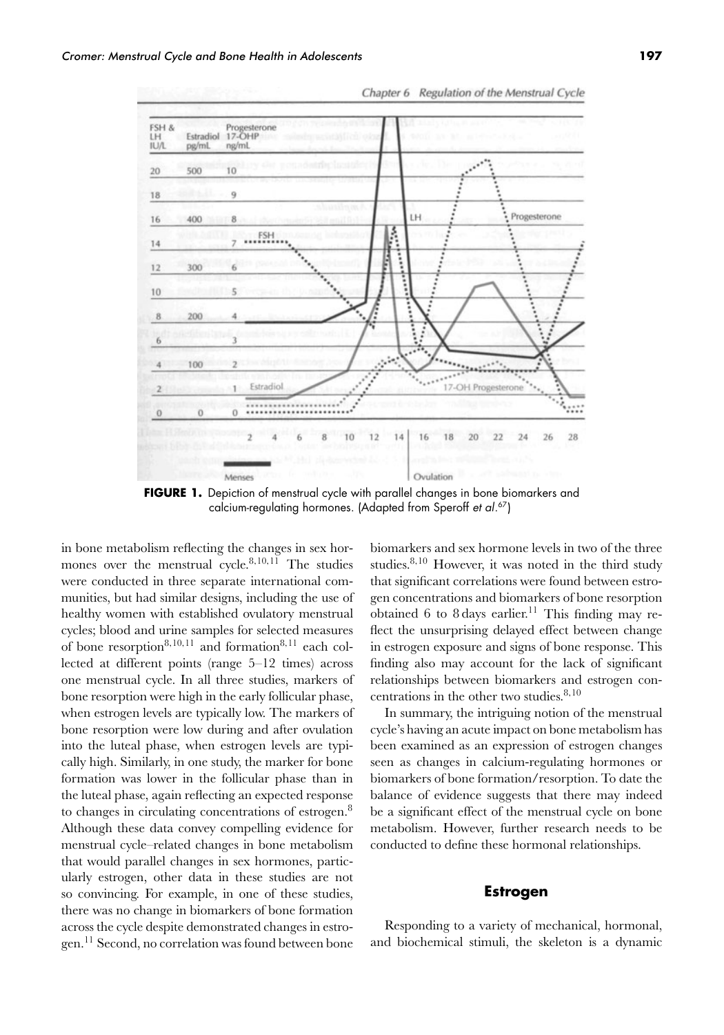FIGURE 1. Depiction of menstrual cycle with parallel changes in bone biomarkers and calcium-regulating hormones. (Adapted from Speroff *et al.*[67])

in bone metabolism reflecting the changes in sex hormones over the menstrual cycle.[8,10,11] The studies were conducted in three separate international communities, but had similar designs, including the use of healthy women with established ovulatory menstrual cycles; blood and urine samples for selected measures of bone resorption[8,10,11] and formation[8,11] each collected at different points (range 5–12 times) across one menstrual cycle. In all three studies, markers of bone resorption were high in the early follicular phase, when estrogen levels are typically low. The markers of bone resorption were low during and after ovulation into the luteal phase, when estrogen levels are typically high. Similarly, in one study, the marker for bone formation was lower in the follicular phase than in the luteal phase, again reflecting an expected response to changes in circulating concentrations of estrogen.[8] Although these data convey compelling evidence for menstrual cycle–related changes in bone metabolism that would parallel changes in sex hormones, particularly estrogen, other data in these studies are not so convincing. For example, in one of these studies, there was no change in biomarkers of bone formation across the cycle despite demonstrated changes in estrogen.[11] Second, no correlation was found between bone biomarkers and sex hormone levels in two of the three studies.[8,10] However, it was noted in the third study that significant correlations were found between estrogen concentrations and biomarkers of bone resorption obtained 6 to 8 days earlier.[11] This finding may reflect the unsurprising delayed effect between change in estrogen exposure and signs of bone response. This finding also may account for the lack of significant relationships between biomarkers and estrogen concentrations in the other two studies.[8,10]

In summary, the intriguing notion of the menstrual cycle's having an acute impact on bone metabolism has been examined as an expression of estrogen changes seen as changes in calcium-regulating hormones or biomarkers of bone formation/resorption. To date the balance of evidence suggests that there may indeed be a significant effect of the menstrual cycle on bone metabolism. However, further research needs to be conducted to define these hormonal relationships.

## Estrogen

Responding to a variety of mechanical, hormonal, and biochemical stimuli, the skeleton is a dynamic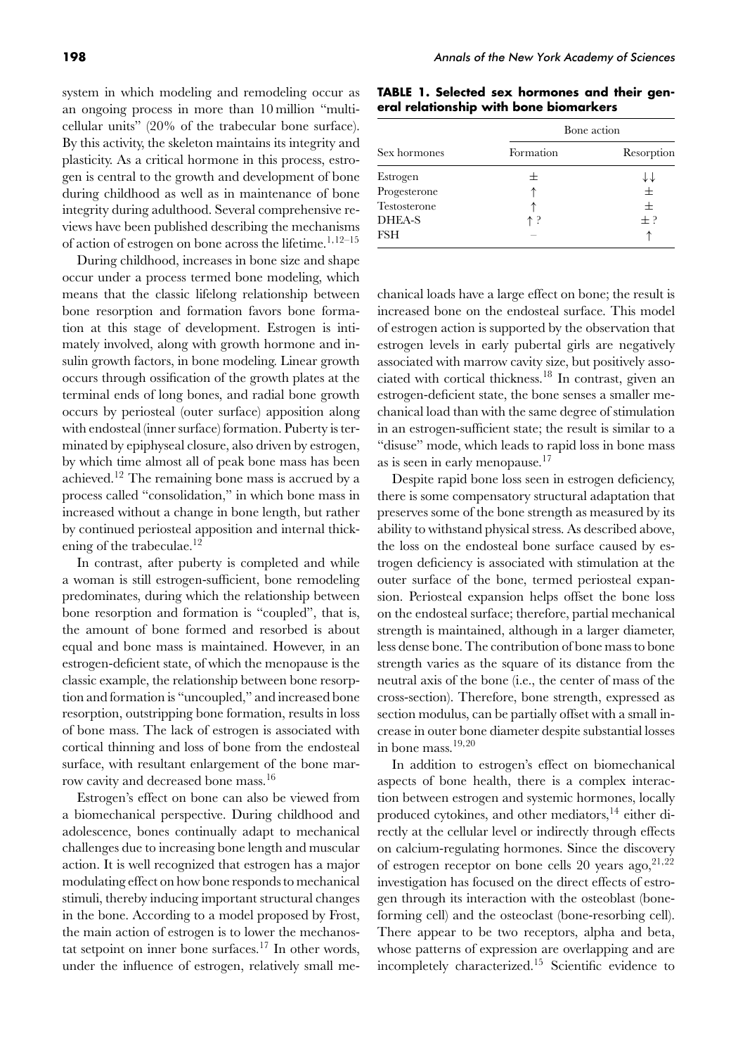system in which modeling and remodeling occur as an ongoing process in more than 10 million "multicellular units" (20% of the trabecular bone surface). By this activity, the skeleton maintains its integrity and plasticity. As a critical hormone in this process, estrogen is central to the growth and development of bone during childhood as well as in maintenance of bone integrity during adulthood. Several comprehensive reviews have been published describing the mechanisms of action of estrogen on bone across the lifetime.[1,12–15]

During childhood, increases in bone size and shape occur under a process termed bone modeling, which means that the classic lifelong relationship between bone resorption and formation favors bone formation at this stage of development. Estrogen is intimately involved, along with growth hormone and insulin growth factors, in bone modeling. Linear growth occurs through ossification of the growth plates at the terminal ends of long bones, and radial bone growth occurs by periosteal (outer surface) apposition along with endosteal (inner surface) formation. Puberty is terminated by epiphyseal closure, also driven by estrogen, by which time almost all of peak bone mass has been achieved.[12] The remaining bone mass is accrued by a process called "consolidation," in which bone mass in increased without a change in bone length, but rather by continued periosteal apposition and internal thickening of the trabeculae.[12]

In contrast, after puberty is completed and while a woman is still estrogen-sufficient, bone remodeling predominates, during which the relationship between bone resorption and formation is "coupled", that is, the amount of bone formed and resorbed is about equal and bone mass is maintained. However, in an estrogen-deficient state, of which the menopause is the classic example, the relationship between bone resorption and formation is "uncoupled," and increased bone resorption, outstripping bone formation, results in loss of bone mass. The lack of estrogen is associated with cortical thinning and loss of bone from the endosteal surface, with resultant enlargement of the bone marrow cavity and decreased bone mass.[16]

Estrogen's effect on bone can also be viewed from a biomechanical perspective. During childhood and adolescence, bones continually adapt to mechanical challenges due to increasing bone length and muscular action. It is well recognized that estrogen has a major modulating effect on how bone responds to mechanical stimuli, thereby inducing important structural changes in the bone. According to a model proposed by Frost, the main action of estrogen is to lower the mechanostat setpoint on inner bone surfaces.[17] In other words, under the influence of estrogen, relatively small mechanical loads have a large effect on bone; the result is increased bone on the endosteal surface. This model of estrogen action is supported by the observation that estrogen levels in early pubertal girls are negatively associated with marrow cavity size, but positively associated with cortical thickness.[18] In contrast, given an estrogen-deficient state, the bone senses a smaller mechanical load than with the same degree of stimulation in an estrogen-sufficient state; the result is similar to a "disuse" mode, which leads to rapid loss in bone mass as is seen in early menopause.[17]

**TABLE 1. Selected sex hormones and their general relationship with bone biomarkers**

| Sex hormones | Bone action | |
|---|---|---|
| | Formation | Resorption |
| Estrogen | ± | ↓↓ |
| Progesterone | ↑ | ± |
| Testosterone | ↑ | ± |
| DHEA-S | ↑ ? | ± ? |
| FSH | – | ↑ |

Despite rapid bone loss seen in estrogen deficiency, there is some compensatory structural adaptation that preserves some of the bone strength as measured by its ability to withstand physical stress. As described above, the loss on the endosteal bone surface caused by estrogen deficiency is associated with stimulation at the outer surface of the bone, termed periosteal expansion. Periosteal expansion helps offset the bone loss on the endosteal surface; therefore, partial mechanical strength is maintained, although in a larger diameter, less dense bone. The contribution of bone mass to bone strength varies as the square of its distance from the neutral axis of the bone (i.e., the center of mass of the cross-section). Therefore, bone strength, expressed as section modulus, can be partially offset with a small increase in outer bone diameter despite substantial losses in bone mass.[19,20]

In addition to estrogen's effect on biomechanical aspects of bone health, there is a complex interaction between estrogen and systemic hormones, locally produced cytokines, and other mediators,[14] either directly at the cellular level or indirectly through effects on calcium-regulating hormones. Since the discovery of estrogen receptor on bone cells 20 years ago,[21,22] investigation has focused on the direct effects of estrogen through its interaction with the osteoblast (bone-forming cell) and the osteoclast (bone-resorbing cell). There appear to be two receptors, alpha and beta, whose patterns of expression are overlapping and are incompletely characterized.[15] Scientific evidence to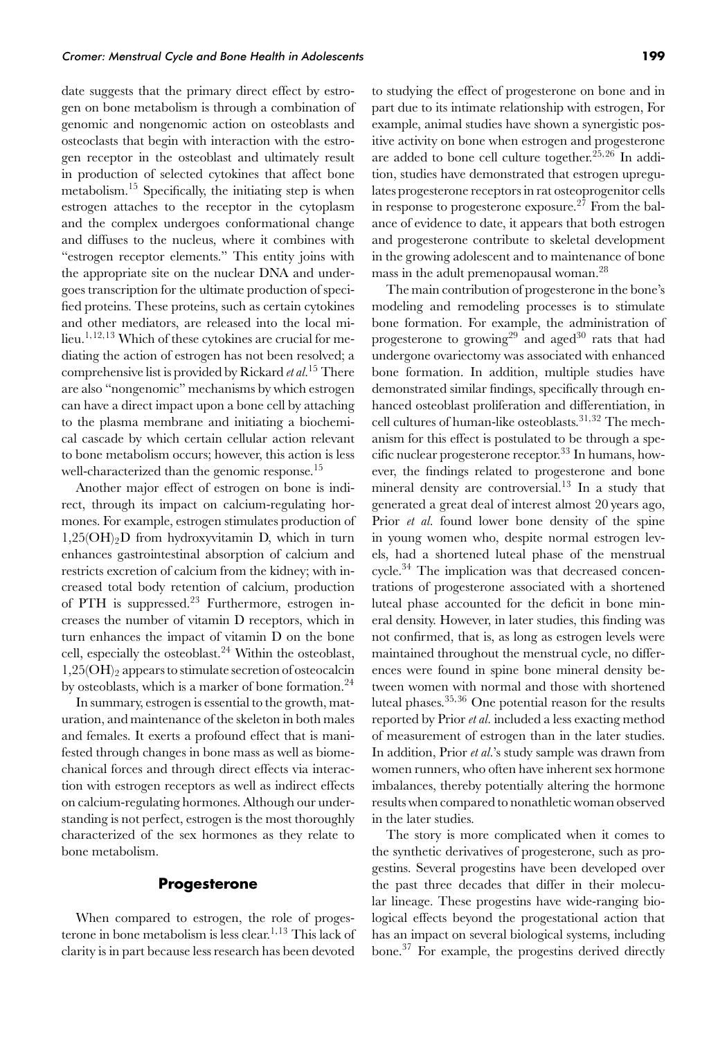date suggests that the primary direct effect by estrogen on bone metabolism is through a combination of genomic and nongenomic action on osteoblasts and osteoclasts that begin with interaction with the estrogen receptor in the osteoblast and ultimately result in production of selected cytokines that affect bone metabolism.[15] Specifically, the initiating step is when estrogen attaches to the receptor in the cytoplasm and the complex undergoes conformational change and diffuses to the nucleus, where it combines with "estrogen receptor elements." This entity joins with the appropriate site on the nuclear DNA and undergoes transcription for the ultimate production of specified proteins. These proteins, such as certain cytokines and other mediators, are released into the local milieu.[1,12,13] Which of these cytokines are crucial for mediating the action of estrogen has not been resolved; a comprehensive list is provided by Rickard *et al.*[15] There are also "nongenomic" mechanisms by which estrogen can have a direct impact upon a bone cell by attaching to the plasma membrane and initiating a biochemical cascade by which certain cellular action relevant to bone metabolism occurs; however, this action is less well-characterized than the genomic response.[15]

Another major effect of estrogen on bone is indirect, through its impact on calcium-regulating hormones. For example, estrogen stimulates production of $1,25(OH)_2D$ from hydroxyvitamin D, which in turn enhances gastrointestinal absorption of calcium and restricts excretion of calcium from the kidney; with increased total body retention of calcium, production of PTH is suppressed.[23] Furthermore, estrogen increases the number of vitamin D receptors, which in turn enhances the impact of vitamin D on the bone cell, especially the osteoblast.[24] Within the osteoblast, $1,25(OH)_2$ appears to stimulate secretion of osteocalcin by osteoblasts, which is a marker of bone formation.[24]

In summary, estrogen is essential to the growth, maturation, and maintenance of the skeleton in both males and females. It exerts a profound effect that is manifested through changes in bone mass as well as biomechanical forces and through direct effects via interaction with estrogen receptors as well as indirect effects on calcium-regulating hormones. Although our understanding is not perfect, estrogen is the most thoroughly characterized of the sex hormones as they relate to bone metabolism.

## Progesterone

When compared to estrogen, the role of progesterone in bone metabolism is less clear.[1,13] This lack of clarity is in part because less research has been devoted to studying the effect of progesterone on bone and in part due to its intimate relationship with estrogen, For example, animal studies have shown a synergistic positive activity on bone when estrogen and progesterone are added to bone cell culture together.[25,26] In addition, studies have demonstrated that estrogen upregulates progesterone receptors in rat osteoprogenitor cells in response to progesterone exposure.[27] From the balance of evidence to date, it appears that both estrogen and progesterone contribute to skeletal development in the growing adolescent and to maintenance of bone mass in the adult premenopausal woman.[28]

The main contribution of progesterone in the bone's modeling and remodeling processes is to stimulate bone formation. For example, the administration of progesterone to growing[29] and aged[30] rats that had undergone ovariectomy was associated with enhanced bone formation. In addition, multiple studies have demonstrated similar findings, specifically through enhanced osteoblast proliferation and differentiation, in cell cultures of human-like osteoblasts.[31,32] The mechanism for this effect is postulated to be through a specific nuclear progesterone receptor.[33] In humans, however, the findings related to progesterone and bone mineral density are controversial.[13] In a study that generated a great deal of interest almost 20 years ago, Prior *et al.* found lower bone density of the spine in young women who, despite normal estrogen levels, had a shortened luteal phase of the menstrual cycle.[34] The implication was that decreased concentrations of progesterone associated with a shortened luteal phase accounted for the deficit in bone mineral density. However, in later studies, this finding was not confirmed, that is, as long as estrogen levels were maintained throughout the menstrual cycle, no differences were found in spine bone mineral density between women with normal and those with shortened luteal phases.[35,36] One potential reason for the results reported by Prior *et al.* included a less exacting method of measurement of estrogen than in the later studies. In addition, Prior *et al.*'s study sample was drawn from women runners, who often have inherent sex hormone imbalances, thereby potentially altering the hormone results when compared to nonathletic woman observed in the later studies.

The story is more complicated when it comes to the synthetic derivatives of progesterone, such as progestins. Several progestins have been developed over the past three decades that differ in their molecular lineage. These progestins have wide-ranging biological effects beyond the progestational action that has an impact on several biological systems, including bone.[37] For example, the progestins derived directly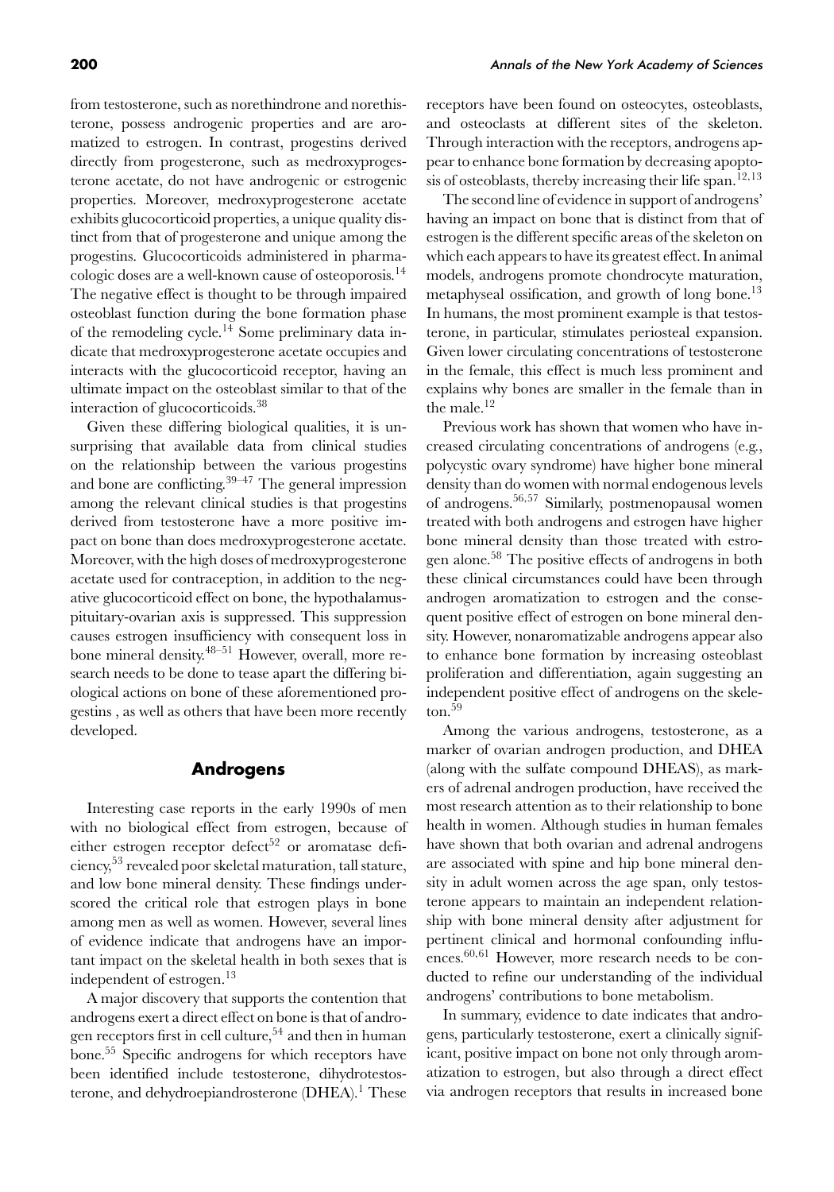from testosterone, such as norethindrone and norethisterone, possess androgenic properties and are aromatized to estrogen. In contrast, progestins derived directly from progesterone, such as medroxyprogesterone acetate, do not have androgenic or estrogenic properties. Moreover, medroxyprogesterone acetate exhibits glucocorticoid properties, a unique quality distinct from that of progesterone and unique among the progestins. Glucocorticoids administered in pharmacologic doses are a well-known cause of osteoporosis.[14] The negative effect is thought to be through impaired osteoblast function during the bone formation phase of the remodeling cycle.[14] Some preliminary data indicate that medroxyprogesterone acetate occupies and interacts with the glucocorticoid receptor, having an ultimate impact on the osteoblast similar to that of the interaction of glucocorticoids.[38]

Given these differing biological qualities, it is unsurprising that available data from clinical studies on the relationship between the various progestins and bone are conflicting.[39–47] The general impression among the relevant clinical studies is that progestins derived from testosterone have a more positive impact on bone than does medroxyprogesterone acetate. Moreover, with the high doses of medroxyprogesterone acetate used for contraception, in addition to the negative glucocorticoid effect on bone, the hypothalamus-pituitary-ovarian axis is suppressed. This suppression causes estrogen insufficiency with consequent loss in bone mineral density.[48–51] However, overall, more research needs to be done to tease apart the differing biological actions on bone of these aforementioned progestins , as well as others that have been more recently developed.

## Androgens

Interesting case reports in the early 1990s of men with no biological effect from estrogen, because of either estrogen receptor defect[52] or aromatase deficiency,[53] revealed poor skeletal maturation, tall stature, and low bone mineral density. These findings underscored the critical role that estrogen plays in bone among men as well as women. However, several lines of evidence indicate that androgens have an important impact on the skeletal health in both sexes that is independent of estrogen.[13]

A major discovery that supports the contention that androgens exert a direct effect on bone is that of androgen receptors first in cell culture,[54] and then in human bone.[55] Specific androgens for which receptors have been identified include testosterone, dihydrotestosterone, and dehydroepiandrosterone (DHEA).[1] These receptors have been found on osteocytes, osteoblasts, and osteoclasts at different sites of the skeleton. Through interaction with the receptors, androgens appear to enhance bone formation by decreasing apoptosis of osteoblasts, thereby increasing their life span.[12,13]

The second line of evidence in support of androgens' having an impact on bone that is distinct from that of estrogen is the different specific areas of the skeleton on which each appears to have its greatest effect. In animal models, androgens promote chondrocyte maturation, metaphyseal ossification, and growth of long bone.[13] In humans, the most prominent example is that testosterone, in particular, stimulates periosteal expansion. Given lower circulating concentrations of testosterone in the female, this effect is much less prominent and explains why bones are smaller in the female than in the male.[12]

Previous work has shown that women who have increased circulating concentrations of androgens (e.g., polycystic ovary syndrome) have higher bone mineral density than do women with normal endogenous levels of androgens.[56,57] Similarly, postmenopausal women treated with both androgens and estrogen have higher bone mineral density than those treated with estrogen alone.[58] The positive effects of androgens in both these clinical circumstances could have been through androgen aromatization to estrogen and the consequent positive effect of estrogen on bone mineral density. However, nonaromatizable androgens appear also to enhance bone formation by increasing osteoblast proliferation and differentiation, again suggesting an independent positive effect of androgens on the skeleton.[59]

Among the various androgens, testosterone, as a marker of ovarian androgen production, and DHEA (along with the sulfate compound DHEAS), as markers of adrenal androgen production, have received the most research attention as to their relationship to bone health in women. Although studies in human females have shown that both ovarian and adrenal androgens are associated with spine and hip bone mineral density in adult women across the age span, only testosterone appears to maintain an independent relationship with bone mineral density after adjustment for pertinent clinical and hormonal confounding influences.[60,61] However, more research needs to be conducted to refine our understanding of the individual androgens' contributions to bone metabolism.

In summary, evidence to date indicates that androgens, particularly testosterone, exert a clinically significant, positive impact on bone not only through aromatization to estrogen, but also through a direct effect via androgen receptors that results in increased bone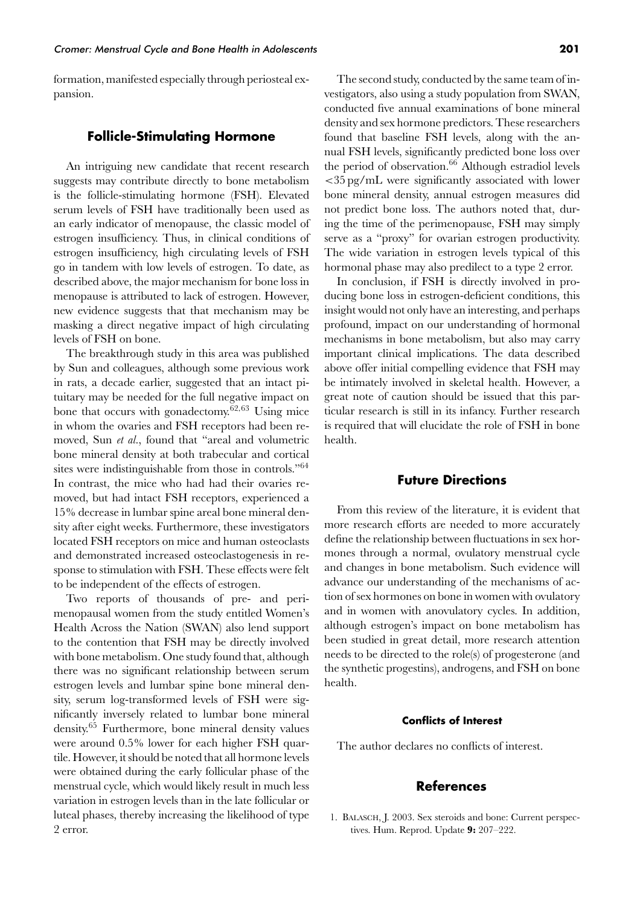formation, manifested especially through periosteal expansion.

## Follicle-Stimulating Hormone

An intriguing new candidate that recent research suggests may contribute directly to bone metabolism is the follicle-stimulating hormone (FSH). Elevated serum levels of FSH have traditionally been used as an early indicator of menopause, the classic model of estrogen insufficiency. Thus, in clinical conditions of estrogen insufficiency, high circulating levels of FSH go in tandem with low levels of estrogen. To date, as described above, the major mechanism for bone loss in menopause is attributed to lack of estrogen. However, new evidence suggests that that mechanism may be masking a direct negative impact of high circulating levels of FSH on bone.

The breakthrough study in this area was published by Sun and colleagues, although some previous work in rats, a decade earlier, suggested that an intact pituitary may be needed for the full negative impact on bone that occurs with gonadectomy.[62,63] Using mice in whom the ovaries and FSH receptors had been removed, Sun *et al.*, found that "areal and volumetric bone mineral density at both trabecular and cortical sites were indistinguishable from those in controls."[64] In contrast, the mice who had had their ovaries removed, but had intact FSH receptors, experienced a 15% decrease in lumbar spine areal bone mineral density after eight weeks. Furthermore, these investigators located FSH receptors on mice and human osteoclasts and demonstrated increased osteoclastogenesis in response to stimulation with FSH. These effects were felt to be independent of the effects of estrogen.

Two reports of thousands of pre- and perimenopausal women from the study entitled Women's Health Across the Nation (SWAN) also lend support to the contention that FSH may be directly involved with bone metabolism. One study found that, although there was no significant relationship between serum estrogen levels and lumbar spine bone mineral density, serum log-transformed levels of FSH were significantly inversely related to lumbar bone mineral density.[65] Furthermore, bone mineral density values were around 0.5% lower for each higher FSH quartile. However, it should be noted that all hormone levels were obtained during the early follicular phase of the menstrual cycle, which would likely result in much less variation in estrogen levels than in the late follicular or luteal phases, thereby increasing the likelihood of type 2 error.

The second study, conducted by the same team of investigators, also using a study population from SWAN, conducted five annual examinations of bone mineral density and sex hormone predictors. These researchers found that baseline FSH levels, along with the annual FSH levels, significantly predicted bone loss over the period of observation.[66] Although estradiol levels <35 pg/mL were significantly associated with lower bone mineral density, annual estrogen measures did not predict bone loss. The authors noted that, during the time of the perimenopause, FSH may simply serve as a "proxy" for ovarian estrogen productivity. The wide variation in estrogen levels typical of this hormonal phase may also predilect to a type 2 error.

In conclusion, if FSH is directly involved in producing bone loss in estrogen-deficient conditions, this insight would not only have an interesting, and perhaps profound, impact on our understanding of hormonal mechanisms in bone metabolism, but also may carry important clinical implications. The data described above offer initial compelling evidence that FSH may be intimately involved in skeletal health. However, a great note of caution should be issued that this particular research is still in its infancy. Further research is required that will elucidate the role of FSH in bone health.

## Future Directions

From this review of the literature, it is evident that more research efforts are needed to more accurately define the relationship between fluctuations in sex hormones through a normal, ovulatory menstrual cycle and changes in bone metabolism. Such evidence will advance our understanding of the mechanisms of action of sex hormones on bone in women with ovulatory and in women with anovulatory cycles. In addition, although estrogen's impact on bone metabolism has been studied in great detail, more research attention needs to be directed to the role(s) of progesterone (and the synthetic progestins), androgens, and FSH on bone health.

### Conflicts of Interest

The author declares no conflicts of interest.

## References

1. Balasch, J. 2003. Sex steroids and bone: Current perspectives. Hum. Reprod. Update **9:** 207–222.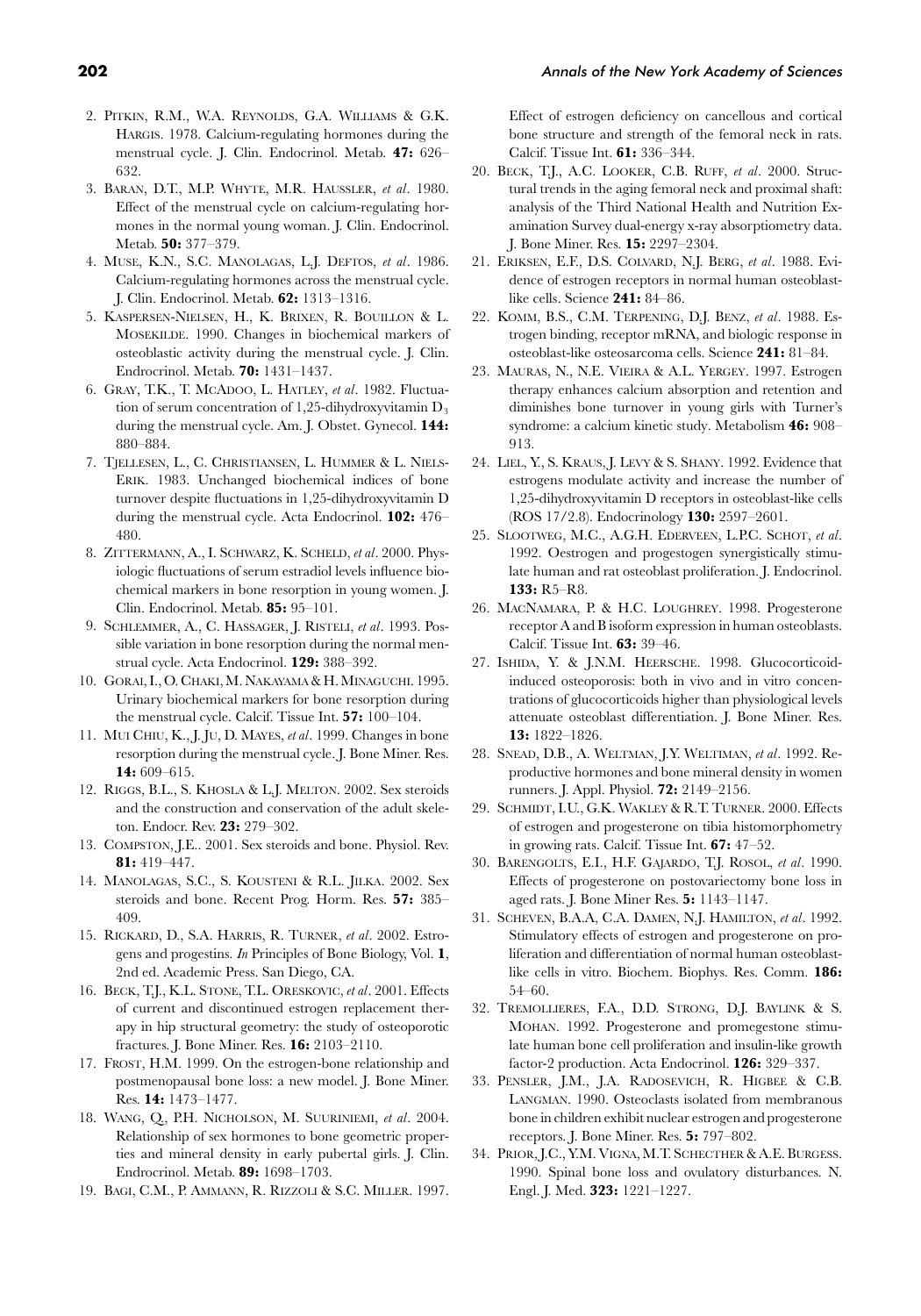2. Pitkin, R.M., W.A. Reynolds, G.A. Williams & G.K. Hargis. 1978. Calcium-regulating hormones during the menstrual cycle. J. Clin. Endocrinol. Metab. **47:** 626–632.
3. Baran, D.T., M.P. Whyte, M.R. Haussler, *et al*. 1980. Effect of the menstrual cycle on calcium-regulating hormones in the normal young woman. J. Clin. Endocrinol. Metab. **50:** 377–379.
4. Muse, K.N., S.C. Manolagas, L.J. Deftos, *et al*. 1986. Calcium-regulating hormones across the menstrual cycle. J. Clin. Endocrinol. Metab. **62:** 1313–1316.
5. Kaspersen-Nielsen, H., K. Brixen, R. Bouillon & L. Mosekilde. 1990. Changes in biochemical markers of osteoblastic activity during the menstrual cycle. J. Clin. Endrocrinol. Metab. **70:** 1431–1437.
6. Gray, T.K., T. McAdoo, L. Hatley, *et al*. 1982. Fluctuation of serum concentration of 1,25-dihydroxyvitamin $D_3$ during the menstrual cycle. Am. J. Obstet. Gynecol. **144:** 880–884.
7. Tjellesen, L., C. Christiansen, L. Hummer & L. Niels-Erik. 1983. Unchanged biochemical indices of bone turnover despite fluctuations in 1,25-dihydroxyvitamin D during the menstrual cycle. Acta Endocrinol. **102:** 476–480.
8. Zittermann, A., I. Schwarz, K. Scheld, *et al*. 2000. Physiologic fluctuations of serum estradiol levels influence biochemical markers in bone resorption in young women. J. Clin. Endocrinol. Metab. **85:** 95–101.
9. Schlemmer, A., C. Hassager, J. Risteli, *et al*. 1993. Possible variation in bone resorption during the normal menstrual cycle. Acta Endocrinol. **129:** 388–392.
10. Gorai, I., O. Chaki, M. Nakayama & H. Minaguchi. 1995. Urinary biochemical markers for bone resorption during the menstrual cycle. Calcif. Tissue Int. **57:** 100–104.
11. Mui Chiu, K., J. Ju, D. Mayes, *et al*. 1999. Changes in bone resorption during the menstrual cycle. J. Bone Miner. Res. **14:** 609–615.
12. Riggs, B.L., S. Khosla & L.J. Melton. 2002. Sex steroids and the construction and conservation of the adult skeleton. Endocr. Rev. **23:** 279–302.
13. Compston, J.E.. 2001. Sex steroids and bone. Physiol. Rev. **81:** 419–447.
14. Manolagas, S.C., S. Kousteni & R.L. Jilka. 2002. Sex steroids and bone. Recent Prog. Horm. Res. **57:** 385–409.
15. Rickard, D., S.A. Harris, R. Turner, *et al*. 2002. Estrogens and progestins. *In* Principles of Bone Biology, Vol. **1**, 2nd ed. Academic Press. San Diego, CA.
16. Beck, T.J., K.L. Stone, T.L. Oreskovic, *et al*. 2001. Effects of current and discontinued estrogen replacement therapy in hip structural geometry: the study of osteoporotic fractures. J. Bone Miner. Res. **16:** 2103–2110.
17. Frost, H.M. 1999. On the estrogen-bone relationship and postmenopausal bone loss: a new model. J. Bone Miner. Res. **14:** 1473–1477.
18. Wang, Q., P.H. Nicholson, M. Suuriniemi, *et al*. 2004. Relationship of sex hormones to bone geometric properties and mineral density in early pubertal girls. J. Clin. Endrocrinol. Metab. **89:** 1698–1703.
19. Bagi, C.M., P. Ammann, R. Rizzoli & S.C. Miller. 1997. Effect of estrogen deficiency on cancellous and cortical bone structure and strength of the femoral neck in rats. Calcif. Tissue Int. **61:** 336–344.
20. Beck, T.J., A.C. Looker, C.B. Ruff, *et al*. 2000. Structural trends in the aging femoral neck and proximal shaft: analysis of the Third National Health and Nutrition Examination Survey dual-energy x-ray absorptiometry data. J. Bone Miner. Res. **15:** 2297–2304.
21. Eriksen, E.F., D.S. Colvard, N.J. Berg, *et al*. 1988. Evidence of estrogen receptors in normal human osteoblast-like cells. Science **241:** 84–86.
22. Komm, B.S., C.M. Terpening, D.J. Benz, *et al*. 1988. Estrogen binding, receptor mRNA, and biologic response in osteoblast-like osteosarcoma cells. Science **241:** 81–84.
23. Mauras, N., N.E. Vieira & A.L. Yergey. 1997. Estrogen therapy enhances calcium absorption and retention and diminishes bone turnover in young girls with Turner's syndrome: a calcium kinetic study. Metabolism **46:** 908–913.
24. Liel, Y., S. Kraus, J. Levy & S. Shany. 1992. Evidence that estrogens modulate activity and increase the number of 1,25-dihydroxyvitamin D receptors in osteoblast-like cells (ROS 17/2.8). Endocrinology **130:** 2597–2601.
25. Slootweg, M.C., A.G.H. Ederveen, L.P.C. Schot, *et al*. 1992. Oestrogen and progestogen synergistically stimulate human and rat osteoblast proliferation. J. Endocrinol. **133:** R5–R8.
26. MacNamara, P. & H.C. Loughrey. 1998. Progesterone receptor A and B isoform expression in human osteoblasts. Calcif. Tissue Int. **63:** 39–46.
27. Ishida, Y. & J.N.M. Heersche. 1998. Glucocorticoid-induced osteoporosis: both in vivo and in vitro concentrations of glucocorticoids higher than physiological levels attenuate osteoblast differentiation. J. Bone Miner. Res. **13:** 1822–1826.
28. Snead, D.B., A. Weltman, J.Y. Weltiman, *et al*. 1992. Reproductive hormones and bone mineral density in women runners. J. Appl. Physiol. **72:** 2149–2156.
29. Schmidt, I.U., G.K. Wakley & R.T. Turner. 2000. Effects of estrogen and progesterone on tibia histomorphometry in growing rats. Calcif. Tissue Int. **67:** 47–52.
30. Barengolts, E.I., H.F. Gajardo, T.J. Rosol, *et al*. 1990. Effects of progesterone on postovariectomy bone loss in aged rats. J. Bone Miner Res. **5:** 1143–1147.
31. Scheven, B.A.A, C.A. Damen, N.J. Hamilton, *et al*. 1992. Stimulatory effects of estrogen and progesterone on proliferation and differentiation of normal human osteoblast-like cells in vitro. Biochem. Biophys. Res. Comm. **186:** 54–60.
32. Tremollieres, F.A., D.D. Strong, D.J. Baylink & S. Mohan. 1992. Progesterone and promegestone stimulate human bone cell proliferation and insulin-like growth factor-2 production. Acta Endocrinol. **126:** 329–337.
33. Pensler, J.M., J.A. Radosevich, R. Higbee & C.B. Langman. 1990. Osteoclasts isolated from membranous bone in children exhibit nuclear estrogen and progesterone receptors. J. Bone Miner. Res. **5:** 797–802.
34. Prior, J.C., Y.M. Vigna, M.T. Schecther & A.E. Burgess. 1990. Spinal bone loss and ovulatory disturbances. N. Engl. J. Med. **323:** 1221–1227.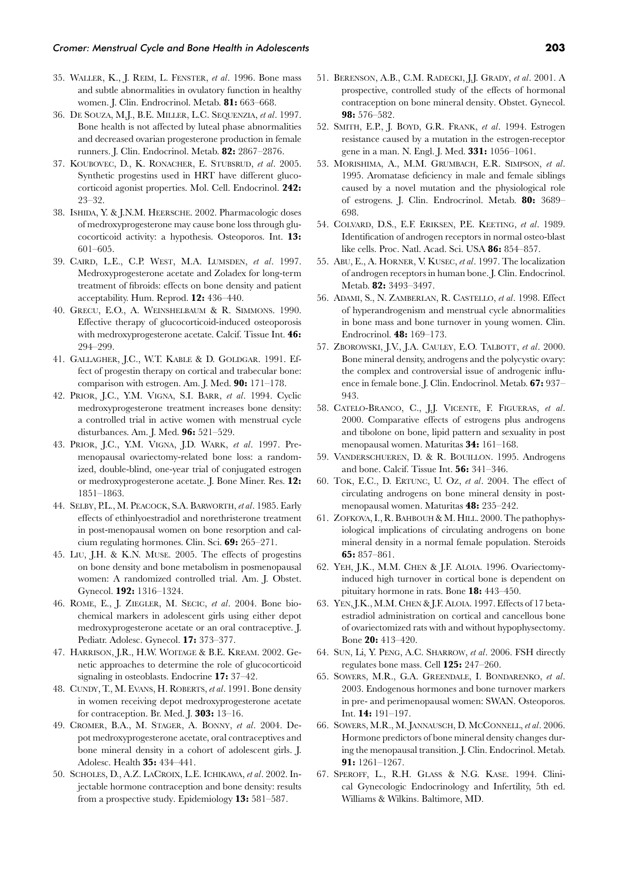35. Waller, K., J. Reim, L. Fenster, *et al*. 1996. Bone mass and subtle abnormalities in ovulatory function in healthy women. J. Clin. Endocrinol. Metab. **81:** 663–668.
36. De Souza, M.J., B.E. Miller, L.C. Sequenzia, *et al*. 1997. Bone health is not affected by luteal phase abnormalities and decreased ovarian progesterone production in female runners. J. Clin. Endocrinol. Metab. **82:** 2867–2876.
37. Koubovec, D., K. Ronacher, E. Stubsrud, *et al*. 2005. Synthetic progestins used in HRT have different glucocorticoid agonist properties. Mol. Cell. Endocrinol. **242:** 23–32.
38. Ishida, Y. & J.N.M. Heersche. 2002. Pharmacologic doses of medroxyprogesterone may cause bone loss through glucocorticoid activity: a hypothesis. Osteoporos. Int. **13:** 601–605.
39. Caird, L.E., C.P. West, M.A. Lumsden, *et al*. 1997. Medroxyprogesterone acetate and Zoladex for long-term treatment of fibroids: effects on bone density and patient acceptability. Hum. Reprod. **12:** 436–440.
40. Grecu, E.O., A. Weinshelbaum & R. Simmons. 1990. Effective therapy of glucocorticoid-induced osteoporosis with medroxyprogesterone acetate. Calcif. Tissue Int. **46:** 294–299.
41. Gallagher, J.C., W.T. Kable & D. Goldgar. 1991. Effect of progestin therapy on cortical and trabecular bone: comparison with estrogen. Am. J. Med. **90:** 171–178.
42. Prior, J.C., Y.M. Vigna, S.I. Barr, *et al*. 1994. Cyclic medroxyprogesterone treatment increases bone density: a controlled trial in active women with menstrual cycle disturbances. Am. J. Med. **96:** 521–529.
43. Prior, J.C., Y.M. Vigna, J.D. Wark, *et al*. 1997. Premenopausal ovariectomy-related bone loss: a randomized, double-blind, one-year trial of conjugated estrogen or medroxyprogesterone acetate. J. Bone Miner. Res. **12:** 1851–1863.
44. Selby, P.L., M. Peacock, S.A. Barworth, *et al*. 1985. Early effects of ethinlyoestradiol and norethristerone treatment in post-menopausal women on bone resorption and calcium regulating hormones. Clin. Sci. **69:** 265–271.
45. Liu, J.H. & K.N. Muse. 2005. The effects of progestins on bone density and bone metabolism in posmenopausal women: A randomized controlled trial. Am. J. Obstet. Gynecol. **192:** 1316–1324.
46. Rome, E., J. Ziegler, M. Secic, *et al*. 2004. Bone biochemical markers in adolescent girls using either depot medroxyprogesterone acetate or an oral contraceptive. J. Pediatr. Adolesc. Gynecol. **17:** 373–377.
47. Harrison, J.R., H.W. Woitage & B.E. Kream. 2002. Genetic approaches to determine the role of glucocorticoid signaling in osteoblasts. Endocrine **17:** 37–42.
48. Cundy, T., M. Evans, H. Roberts, *et al*. 1991. Bone density in women receiving depot medroxyprogesterone acetate for contraception. Br. Med. J. **303:** 13–16.
49. Cromer, B.A., M. Stager, A. Bonny, *et al*. 2004. Depot medroxyprogesterone acetate, oral contraceptives and bone mineral density in a cohort of adolescent girls. J. Adolesc. Health **35:** 434–441.
50. Scholes, D., A.Z. LaCroix, L.E. Ichikawa, *et al*. 2002. Injectable hormone contraception and bone density: results from a prospective study. Epidemiology **13:** 581–587.
51. Berenson, A.B., C.M. Radecki, J.J. Grady, *et al*. 2001. A prospective, controlled study of the effects of hormonal contraception on bone mineral density. Obstet. Gynecol. **98:** 576–582.
52. Smith, E.P., J. Boyd, G.R. Frank, *et al*. 1994. Estrogen resistance caused by a mutation in the estrogen-receptor gene in a man. N. Engl. J. Med. **331:** 1056–1061.
53. Morishima, A., M.M. Grumbach, E.R. Simpson, *et al*. 1995. Aromatase deficiency in male and female siblings caused by a novel mutation and the physiological role of estrogens. J. Clin. Endrocrinol. Metab. **80:** 3689–698.
54. Colvard, D.S., E.F. Eriksen, P.E. Keeting, *et al*. 1989. Identification of androgen receptors in normal osteo-blast like cells. Proc. Natl. Acad. Sci. USA **86:** 854–857.
55. Abu, E., A. Horner, V. Kusec, *et al*. 1997. The localization of androgen receptors in human bone. J. Clin. Endocrinol. Metab. **82:** 3493–3497.
56. Adami, S., N. Zamberlan, R. Castello, *et al*. 1998. Effect of hyperandrogenism and menstrual cycle abnormalities in bone mass and bone turnover in young women. Clin. Endrocrinol. **48:** 169–173.
57. Zborowski, J.V., J.A. Cauley, E.O. Talbott, *et al*. 2000. Bone mineral density, androgens and the polycystic ovary: the complex and controversial issue of androgenic influence in female bone. J. Clin. Endocrinol. Metab. **67:** 937–943.
58. Catelo-Branco, C., J.J. Vicente, F. Figueras, *et al*. 2000. Comparative effects of estrogens plus androgens and tibolone on bone, lipid pattern and sexuality in post menopausal women. Maturitas **34:** 161–168.
59. Vanderschueren, D. & R. Bouillon. 1995. Androgens and bone. Calcif. Tissue Int. **56:** 341–346.
60. Tok, E.C., D. Ertunc, U. Oz, *et al*. 2004. The effect of circulating androgens on bone mineral density in postmenopausal women. Maturitas **48:** 235–242.
61. Zofkova, I., R. Bahbouh & M. Hill. 2000. The pathophysiological implications of circulating androgens on bone mineral density in a normal female population. Steroids **65:** 857–861.
62. Yeh, J.K., M.M. Chen & J.F. Aloia. 1996. Ovariectomy-induced high turnover in cortical bone is dependent on pituitary hormone in rats. Bone **18:** 443–450.
63. Yen, J.K., M.M. Chen & J.F. Aloia. 1997. Effects of 17 beta-estradiol administration on cortical and cancellous bone of ovariectomized rats with and without hypophysectomy. Bone **20:** 413–420.
64. Sun, Li, Y. Peng, A.C. Sharrow, *et al*. 2006. FSH directly regulates bone mass. Cell **125:** 247–260.
65. Sowers, M.R., G.A. Greendale, I. Bondarenko, *et al*. 2003. Endogenous hormones and bone turnover markers in pre- and perimenopausal women: SWAN. Osteoporos. Int. **14:** 191–197.
66. Sowers, M.R., M. Jannausch, D. McConnell, *et al*. 2006. Hormone predictors of bone mineral density changes during the menopausal transition. J. Clin. Endocrinol. Metab. **91:** 1261–1267.
67. Speroff, L., R.H. Glass & N.G. Kase. 1994. Clinical Gynecologic Endocrinology and Infertility, 5th ed. Williams & Wilkins. Baltimore, MD.